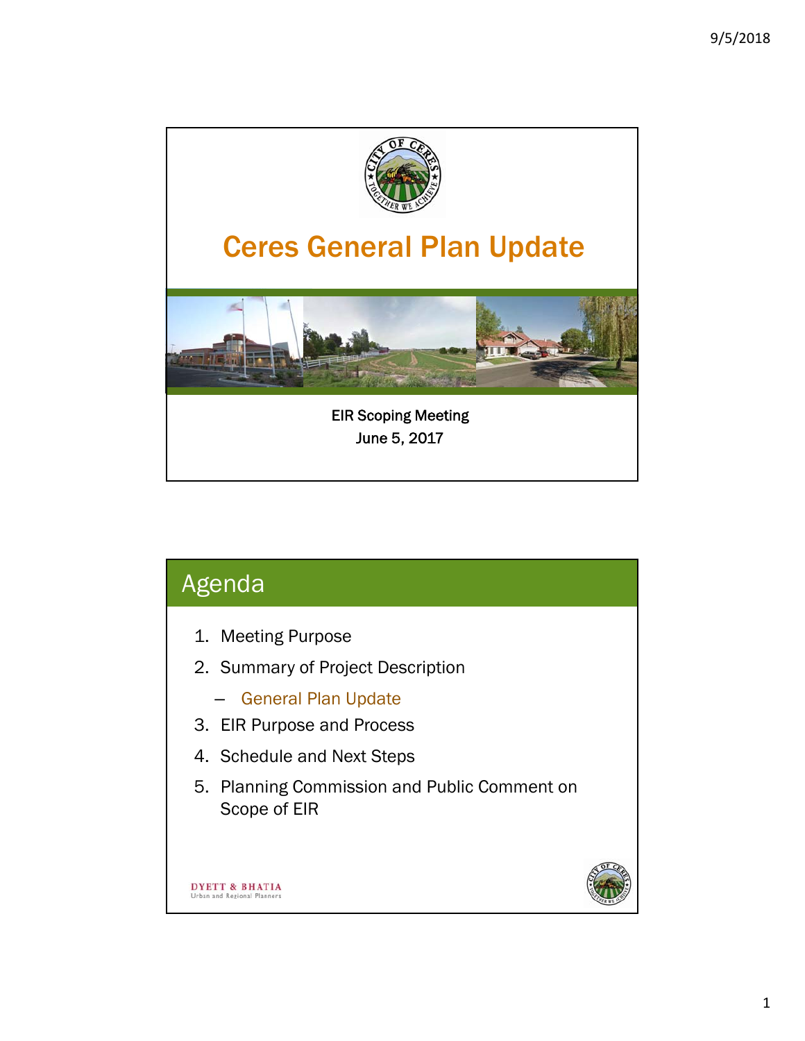# Ceres General Plan Update

EIR Scoping Meeting
June 5, 2017

## Agenda

1. Meeting Purpose
2. Summary of Project Description
   - General Plan Update
3. EIR Purpose and Process
4. Schedule and Next Steps
5. Planning Commission and Public Comment on Scope of EIR

DYETT & BHATIA
Urban and Regional Planners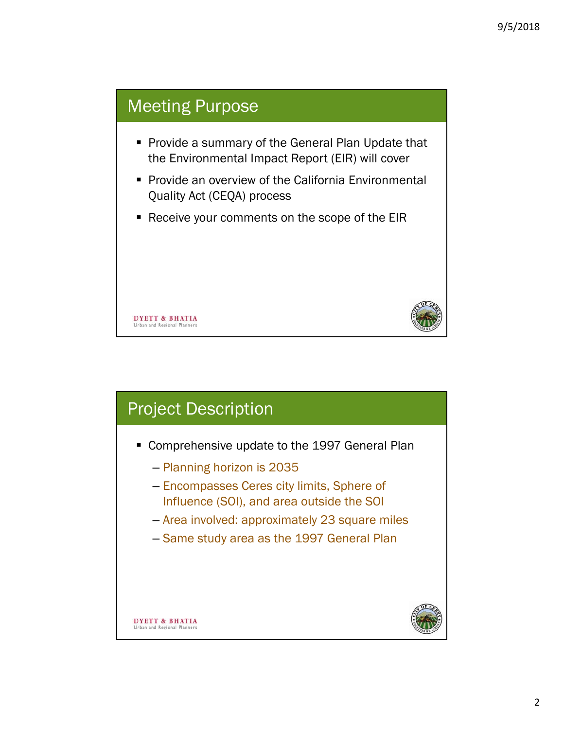## Meeting Purpose

- Provide a summary of the General Plan Update that the Environmental Impact Report (EIR) will cover
- Provide an overview of the California Environmental Quality Act (CEQA) process
- Receive your comments on the scope of the EIR

DYETT & BHATIA
Urban and Regional Planners

## Project Description

- Comprehensive update to the 1997 General Plan
  - Planning horizon is 2035
  - Encompasses Ceres city limits, Sphere of Influence (SOI), and area outside the SOI
  - Area involved: approximately 23 square miles
  - Same study area as the 1997 General Plan

DYETT & BHATIA
Urban and Regional Planners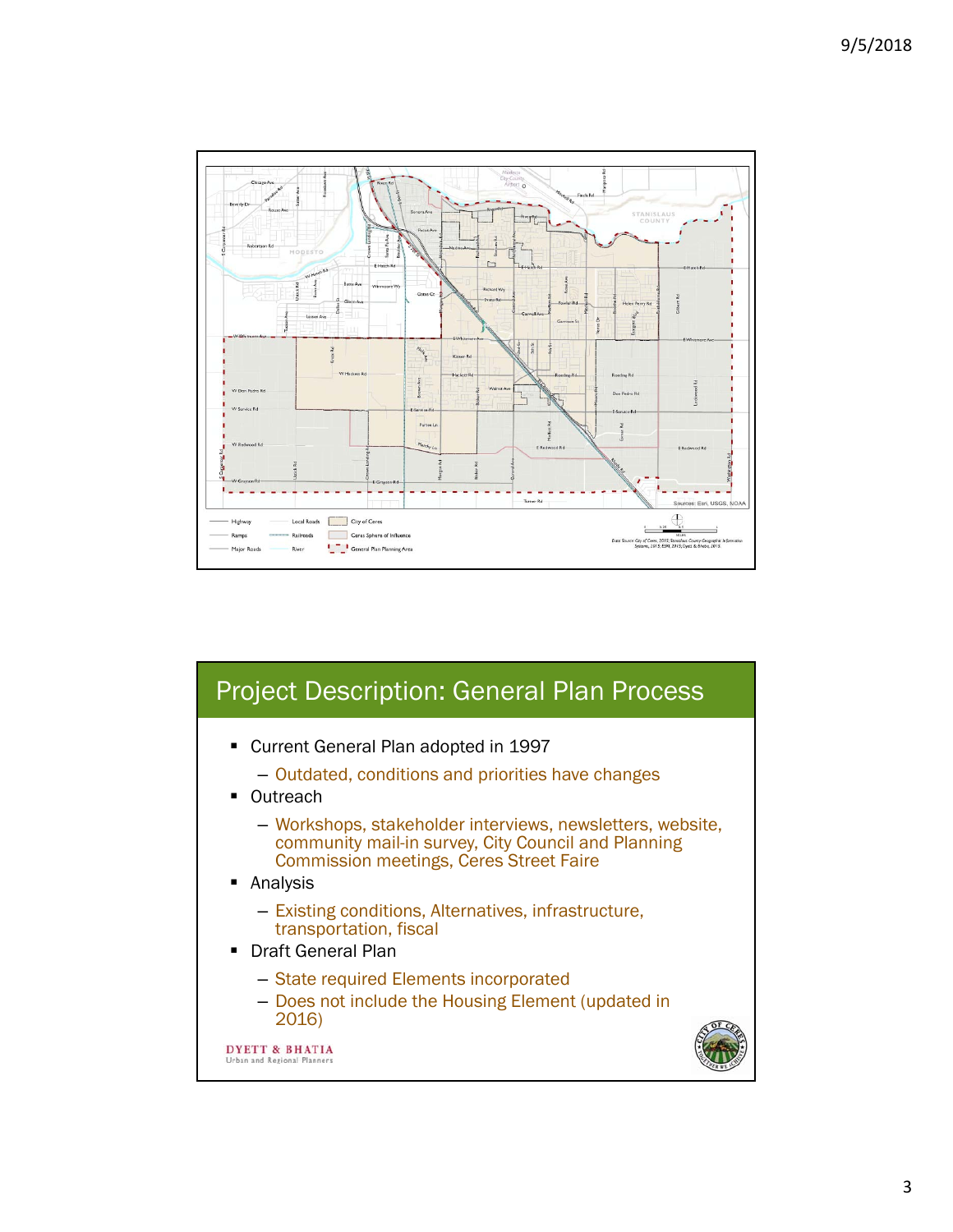## Project Description: General Plan Process

- Current General Plan adopted in 1997
  - Outdated, conditions and priorities have changes
- Outreach
  - Workshops, stakeholder interviews, newsletters, website, community mail-in survey, City Council and Planning Commission meetings, Ceres Street Faire
- Analysis
  - Existing conditions, Alternatives, infrastructure, transportation, fiscal
- Draft General Plan
  - State required Elements incorporated
  - Does not include the Housing Element (updated in 2016)

DYETT & BHATIA
Urban and Regional Planners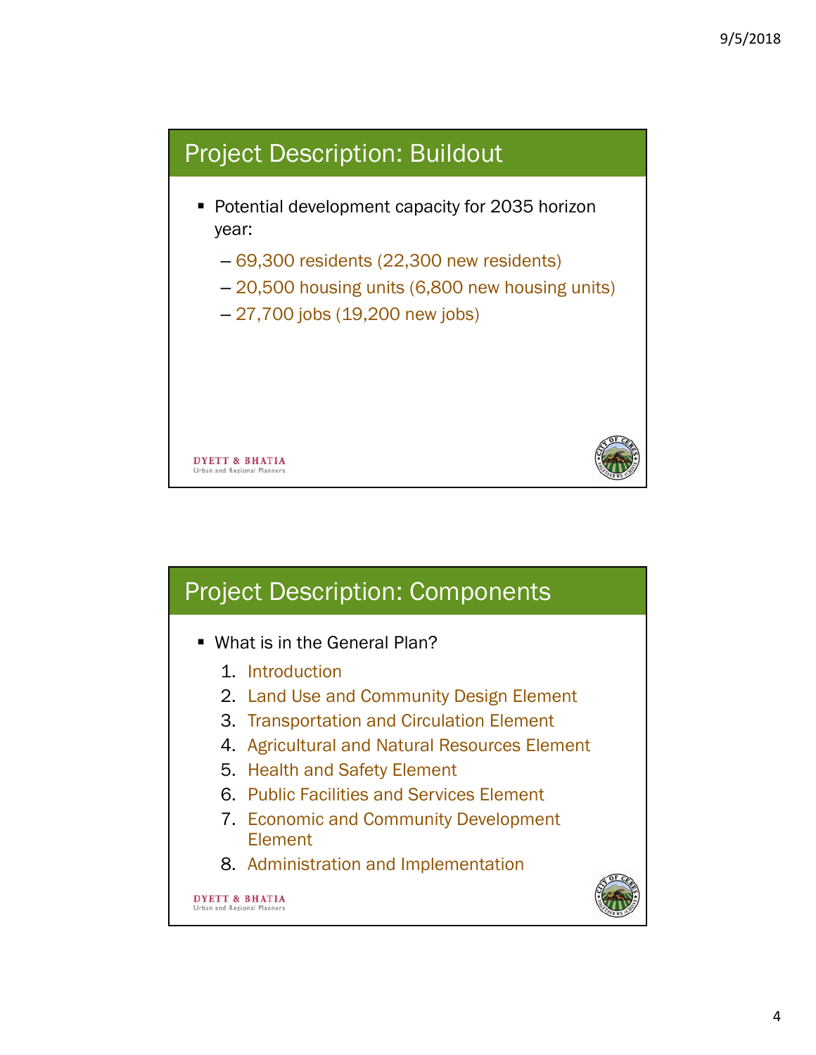## Project Description: Buildout

- Potential development capacity for 2035 horizon year:
  - 69,300 residents (22,300 new residents)
  - 20,500 housing units (6,800 new housing units)
  - 27,700 jobs (19,200 new jobs)

DYETT & BHATIA
Urban and Regional Planners

## Project Description: Components

- What is in the General Plan?
  1. Introduction
  2. Land Use and Community Design Element
  3. Transportation and Circulation Element
  4. Agricultural and Natural Resources Element
  5. Health and Safety Element
  6. Public Facilities and Services Element
  7. Economic and Community Development Element
  8. Administration and Implementation

DYETT & BHATIA
Urban and Regional Planners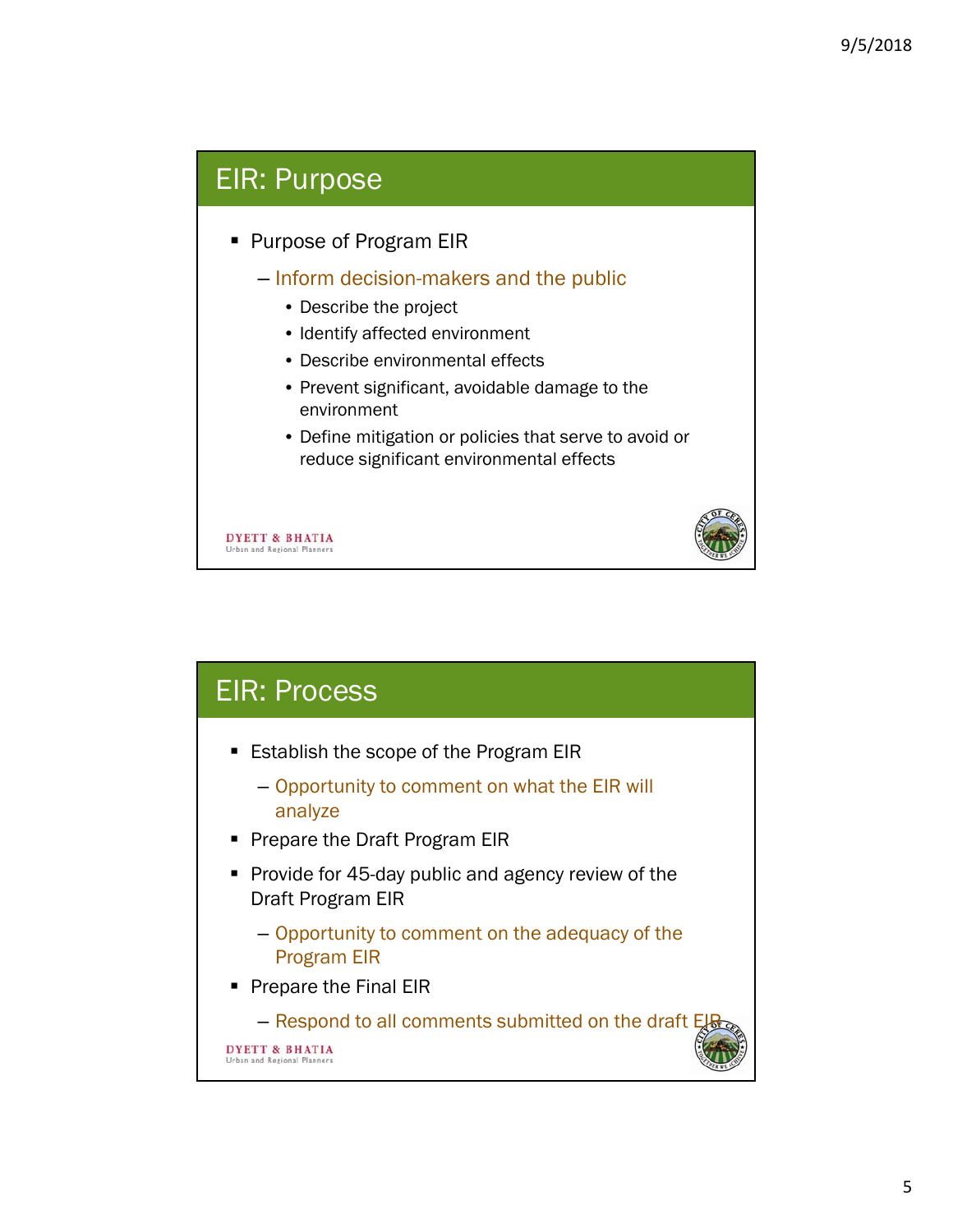## EIR: Purpose

- Purpose of Program EIR
  - Inform decision-makers and the public
    - Describe the project
    - Identify affected environment
    - Describe environmental effects
    - Prevent significant, avoidable damage to the environment
    - Define mitigation or policies that serve to avoid or reduce significant environmental effects

DYETT & BHATIA
Urban and Regional Planners

## EIR: Process

- Establish the scope of the Program EIR
  - Opportunity to comment on what the EIR will analyze
- Prepare the Draft Program EIR
- Provide for 45-day public and agency review of the Draft Program EIR
  - Opportunity to comment on the adequacy of the Program EIR
- Prepare the Final EIR
  - Respond to all comments submitted on the draft EIR

DYETT & BHATIA
Urban and Regional Planners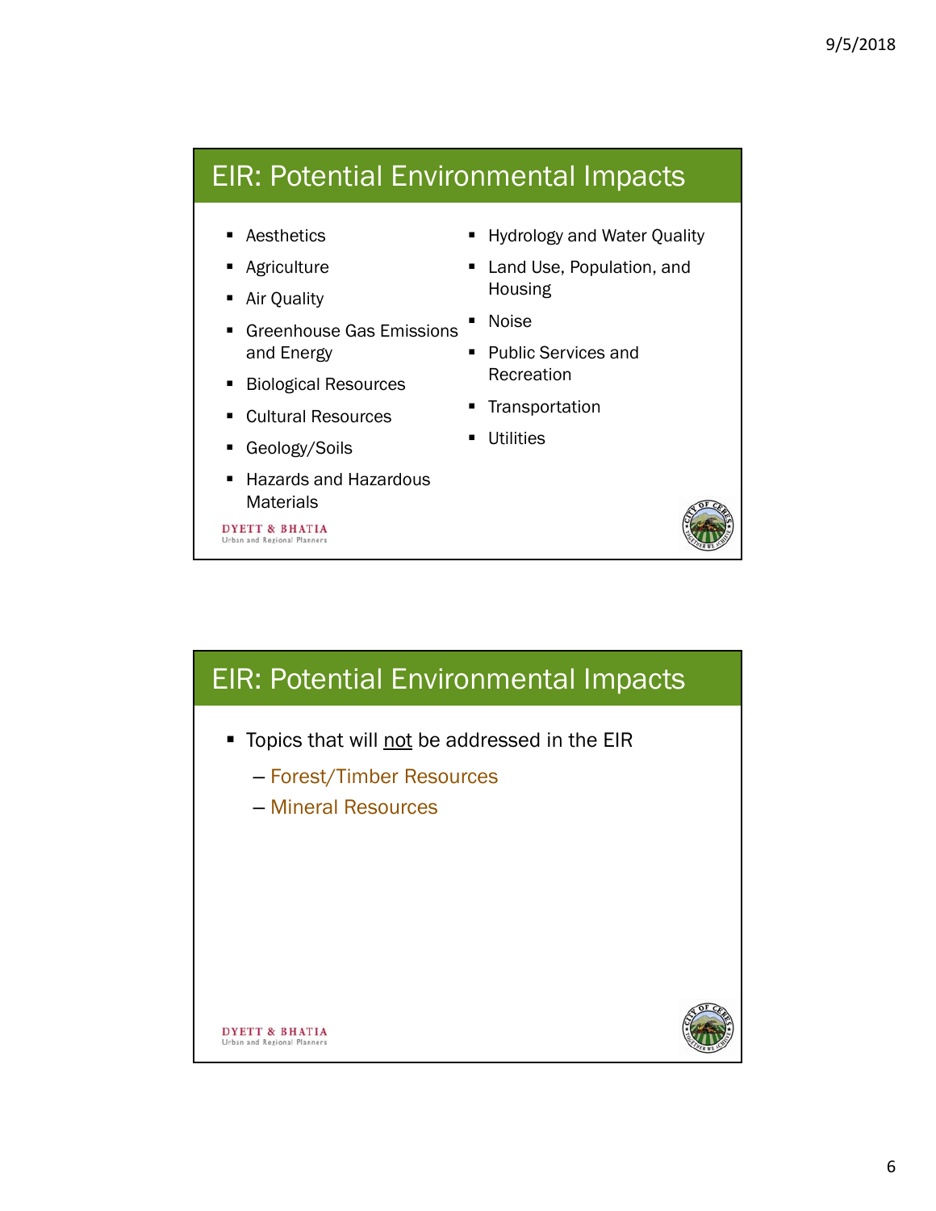## EIR: Potential Environmental Impacts

- Aesthetics
- Agriculture
- Air Quality
- Greenhouse Gas Emissions and Energy
- Biological Resources
- Cultural Resources
- Geology/Soils
- Hazards and Hazardous Materials
- Hydrology and Water Quality
- Land Use, Population, and Housing
- Noise
- Public Services and Recreation
- Transportation
- Utilities

DYETT & BHATIA
Urban and Regional Planners

## EIR: Potential Environmental Impacts

- Topics that will <u>not</u> be addressed in the EIR
  - Forest/Timber Resources
  - Mineral Resources

DYETT & BHATIA
Urban and Regional Planners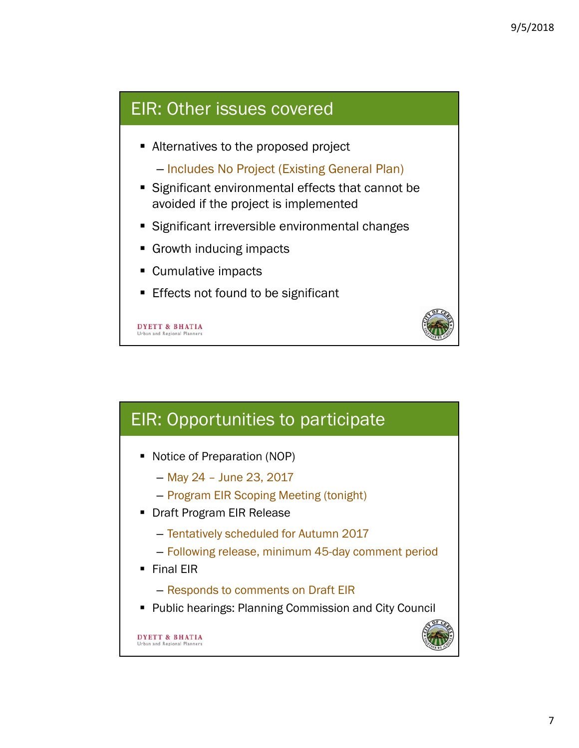## EIR: Other issues covered

- Alternatives to the proposed project
  - Includes No Project (Existing General Plan)
- Significant environmental effects that cannot be avoided if the project is implemented
- Significant irreversible environmental changes
- Growth inducing impacts
- Cumulative impacts
- Effects not found to be significant

DYETT & BHATIA
Urban and Regional Planners

## EIR: Opportunities to participate

- Notice of Preparation (NOP)
  - May 24 – June 23, 2017
  - Program EIR Scoping Meeting (tonight)
- Draft Program EIR Release
  - Tentatively scheduled for Autumn 2017
  - Following release, minimum 45-day comment period
- Final EIR
  - Responds to comments on Draft EIR
- Public hearings: Planning Commission and City Council

DYETT & BHATIA
Urban and Regional Planners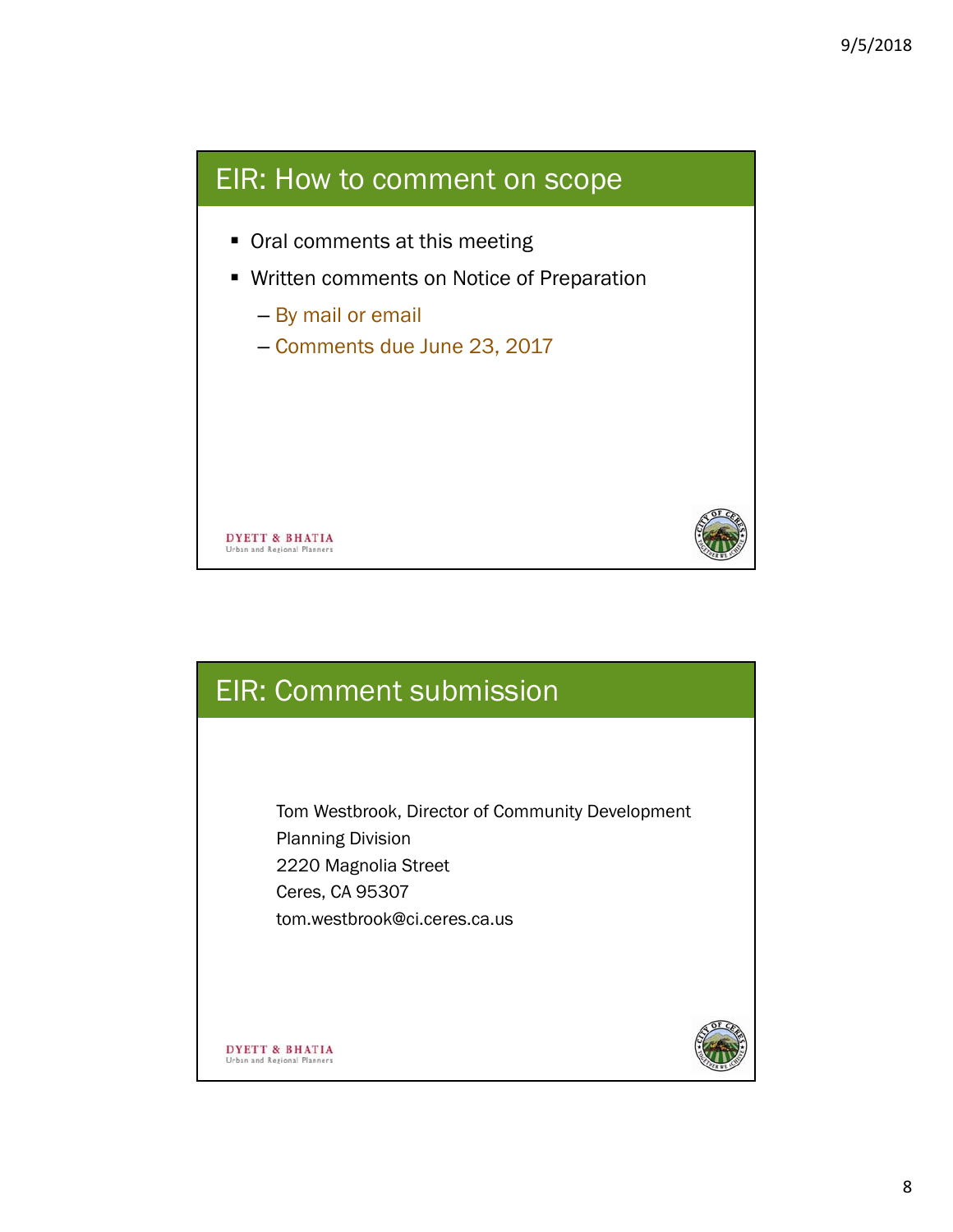## EIR: How to comment on scope

- Oral comments at this meeting
- Written comments on Notice of Preparation
  - By mail or email
  - Comments due June 23, 2017

DYETT & BHATIA
Urban and Regional Planners

## EIR: Comment submission

Tom Westbrook, Director of Community Development
Planning Division
2220 Magnolia Street
Ceres, CA 95307
tom.westbrook@ci.ceres.ca.us

DYETT & BHATIA
Urban and Regional Planners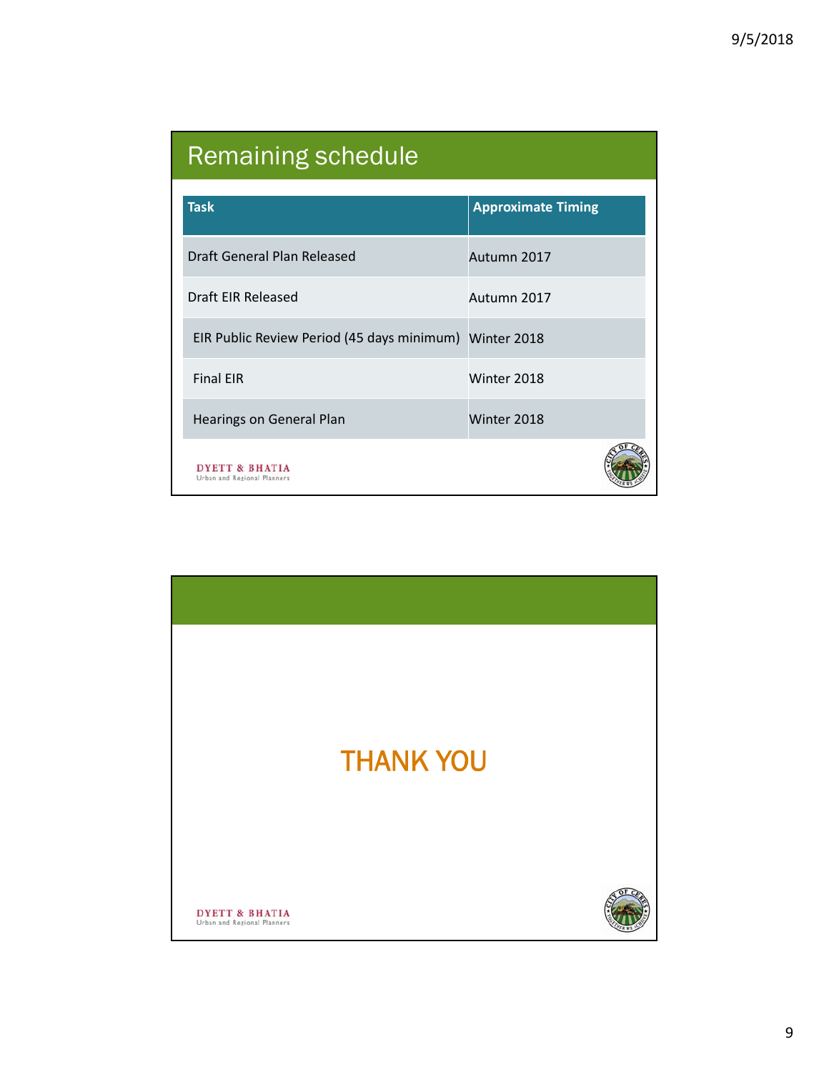## Remaining schedule

| Task | Approximate Timing |
|---|---|
| Draft General Plan Released | Autumn 2017 |
| Draft EIR Released | Autumn 2017 |
| EIR Public Review Period (45 days minimum) | Winter 2018 |
| Final EIR | Winter 2018 |
| Hearings on General Plan | Winter 2018 |

DYETT & BHATIA
Urban and Regional Planners

THANK YOU

DYETT & BHATIA
Urban and Regional Planners